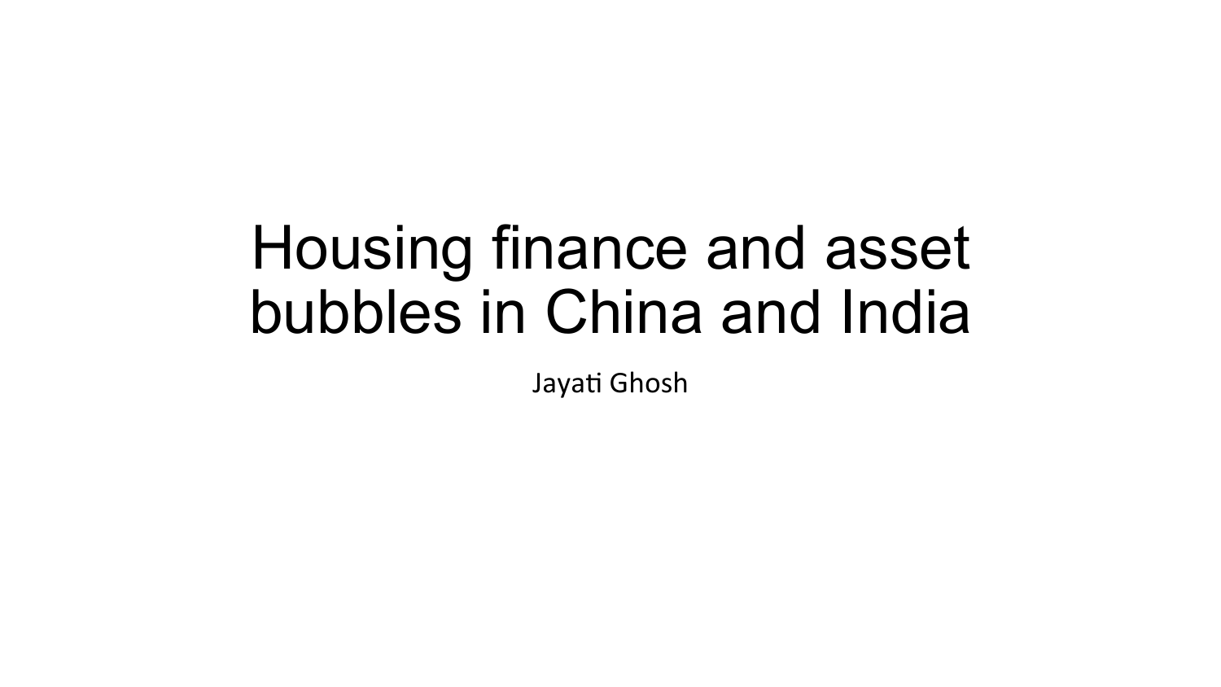# Housing finance and asset bubbles in China and India

Jayati Ghosh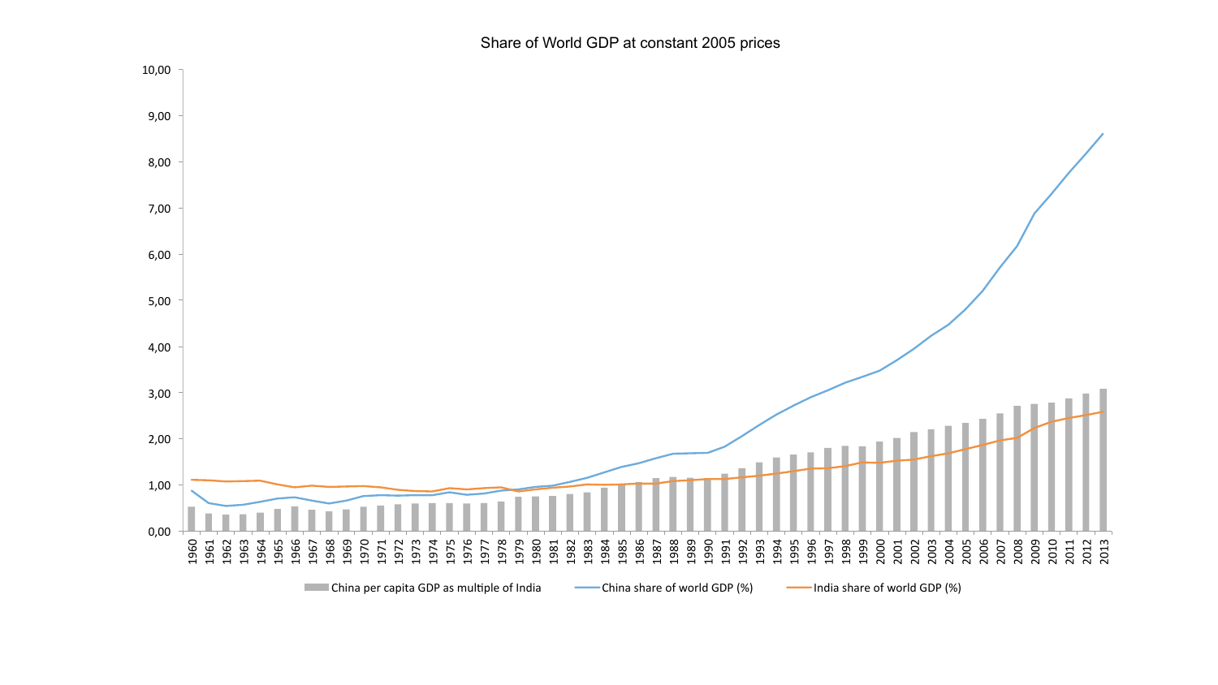Share of World GDP at constant 2005 prices

- China per capita GDP as multiple of India
- China share of world GDP (%)
- India share of world GDP (%)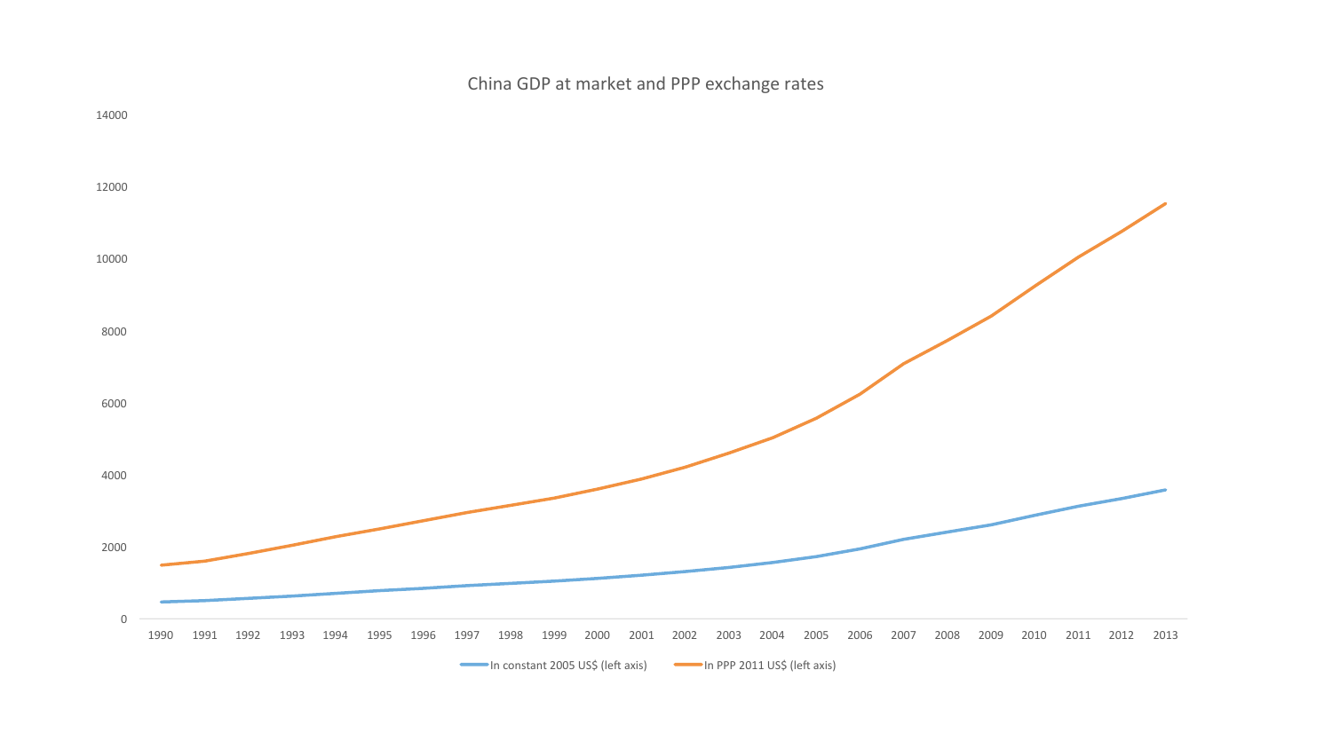China GDP at market and PPP exchange rates

In constant 2005 US$ (left axis) — In PPP 2011 US$ (left axis)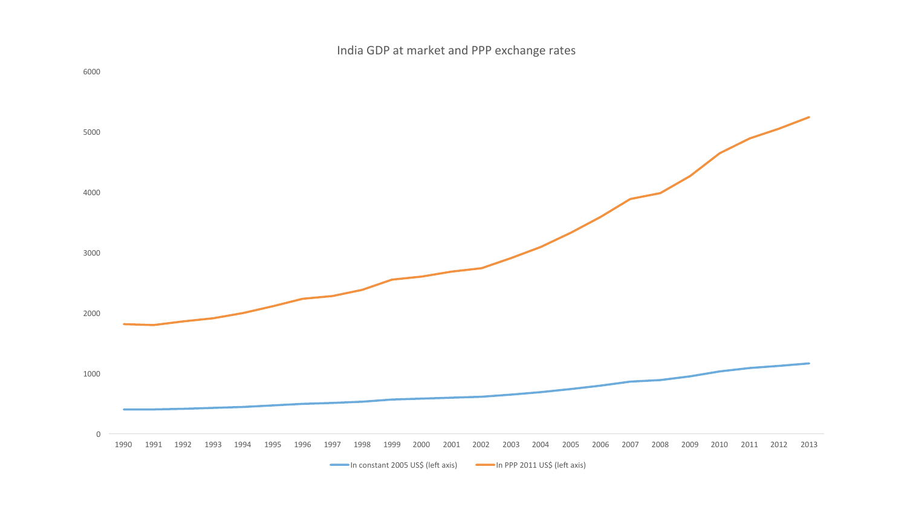India GDP at market and PPP exchange rates

6000

5000

4000

3000

2000

1000

0

1990 1991 1992 1993 1994 1995 1996 1997 1998 1999 2000 2001 2002 2003 2004 2005 2006 2007 2008 2009 2010 2011 2012 2013

In constant 2005 US$ (left axis) In PPP 2011 US$ (left axis)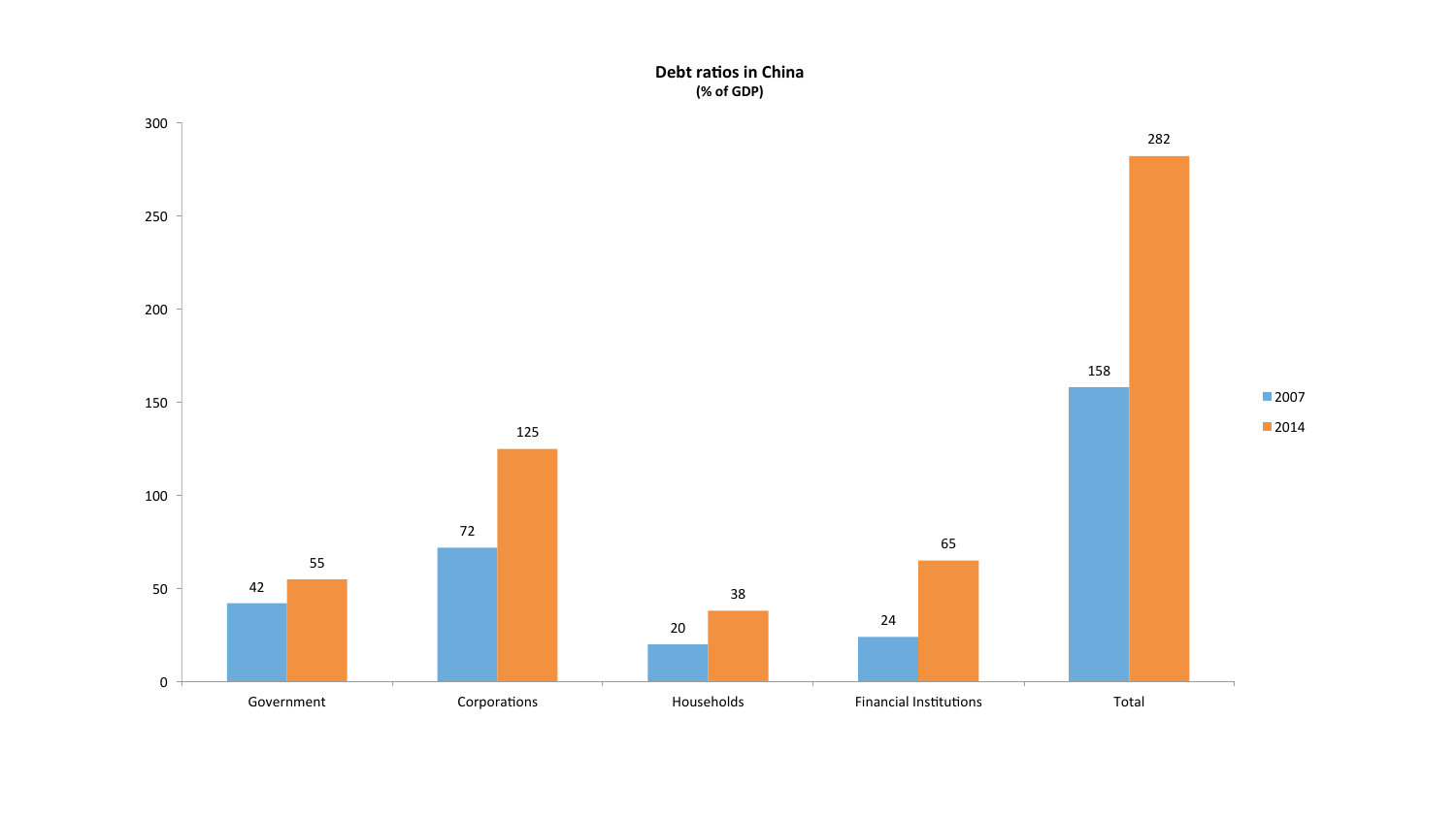**Debt ratios in China**
**(% of GDP)**

| | 2007 | 2014 |
|---|---|---|
| Government | 42 | 55 |
| Corporations | 72 | 125 |
| Households | 20 | 38 |
| Financial Institutions | 24 | 65 |
| Total | 158 | 282 |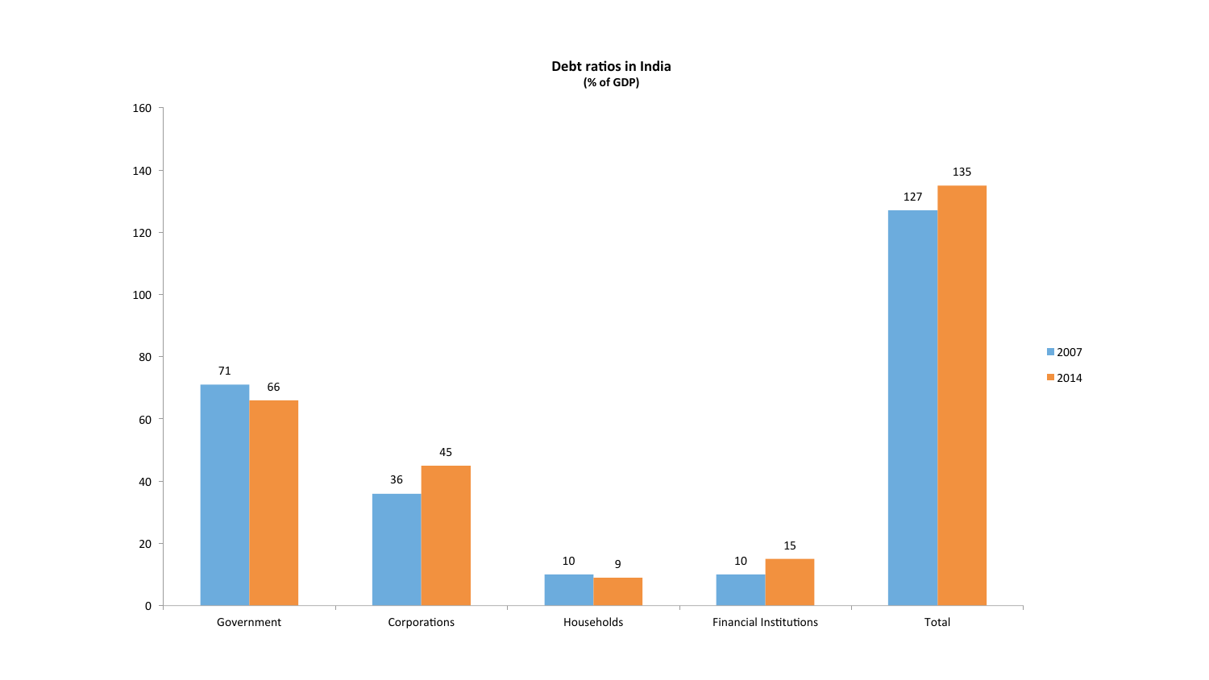**Debt ratios in India**
**(% of GDP)**

| | 2007 | 2014 |
|---|---|---|
| Government | 71 | 66 |
| Corporations | 36 | 45 |
| Households | 10 | 9 |
| Financial Institutions | 10 | 15 |
| Total | 127 | 135 |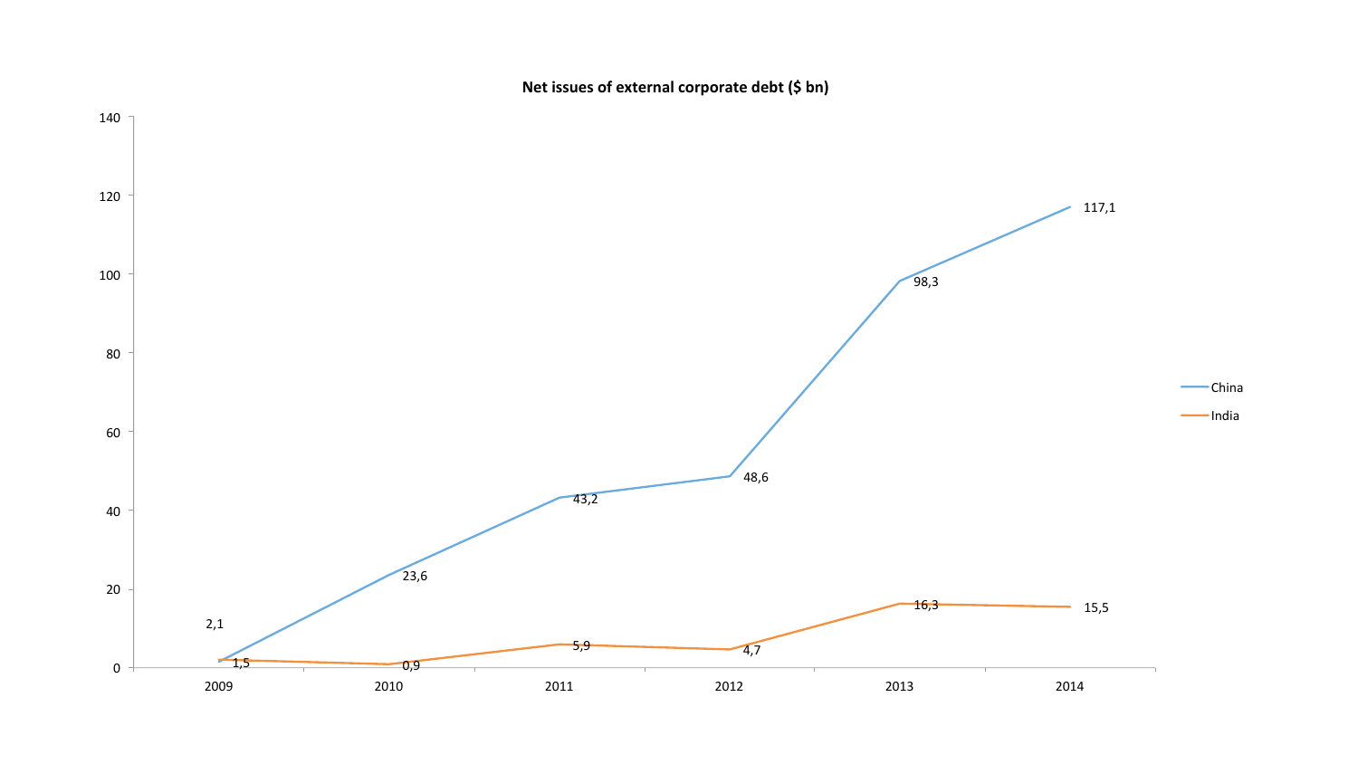**Net issues of external corporate debt ($ bn)**

| | 2009 | 2010 | 2011 | 2012 | 2013 | 2014 |
|---|---|---|---|---|---|---|
| China | 1,5 | 23,6 | 43,2 | 48,6 | 98,3 | 117,1 |
| India | 2,1 | 0,9 | 5,9 | 4,7 | 16,3 | 15,5 |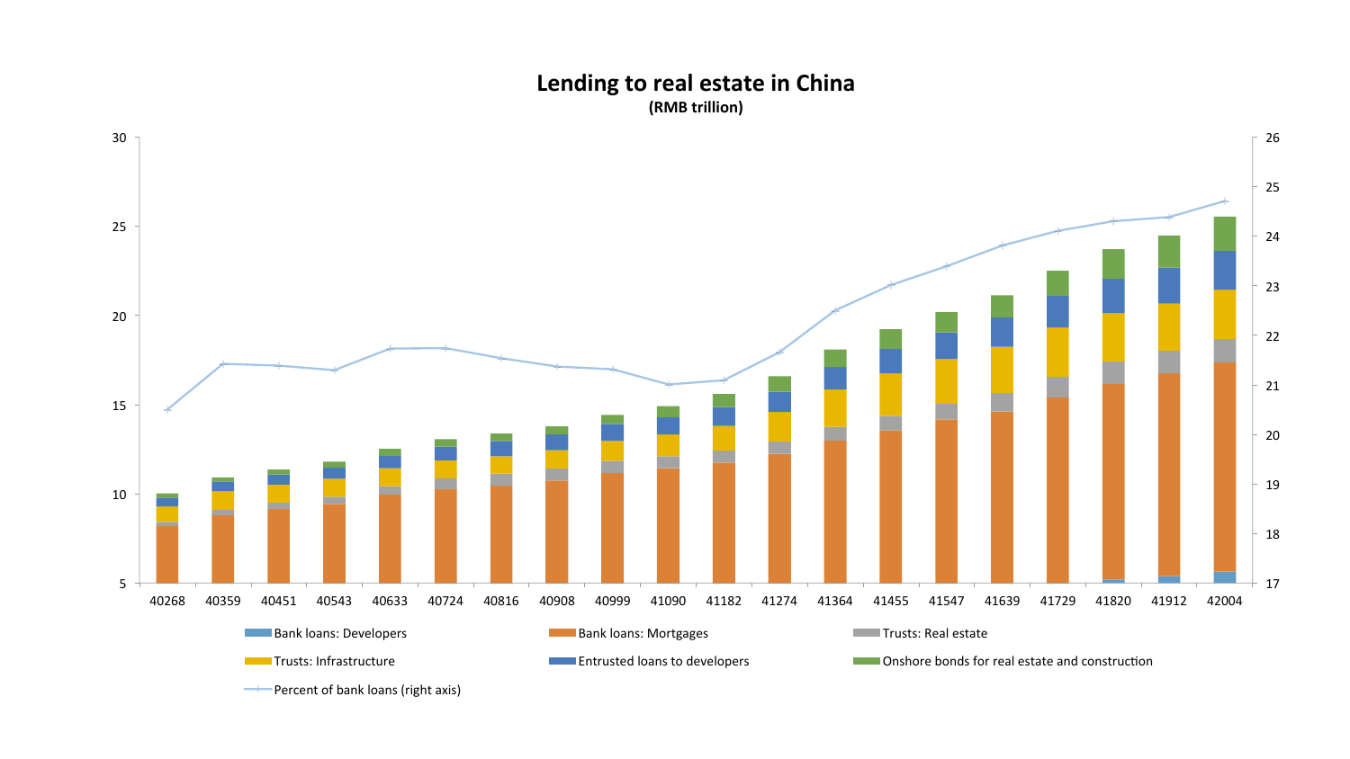# Lending to real estate in China

**(RMB trillion)**

Left axis: 5, 10, 15, 20, 25, 30

Right axis: 17, 18, 19, 20, 21, 22, 23, 24, 25, 26

X axis: 40268, 40359, 40451, 40543, 40633, 40724, 40816, 40908, 40999, 41090, 41182, 41274, 41364, 41455, 41547, 41639, 41729, 41820, 41912, 42004

Legend:

- Bank loans: Developers
- Bank loans: Mortgages
- Trusts: Real estate
- Trusts: Infrastructure
- Entrusted loans to developers
- Onshore bonds for real estate and construction
- Percent of bank loans (right axis)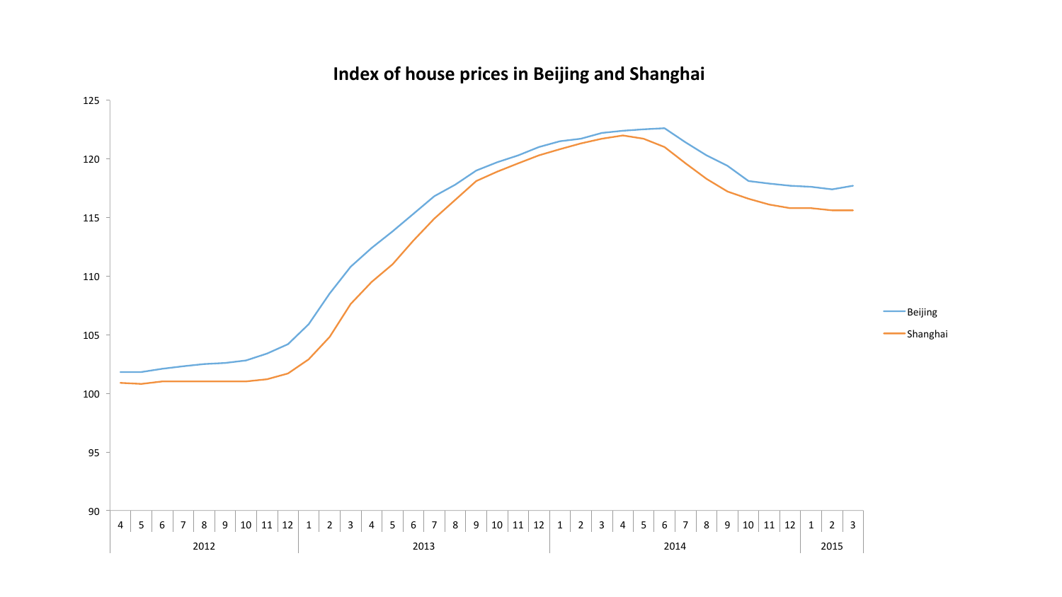# Index of house prices in Beijing and Shanghai

125
120
115
110
105
100
95
90

4 5 6 7 8 9 10 11 12 1 2 3 4 5 6 7 8 9 10 11 12 1 2 3 4 5 6 7 8 9 10 11 12 1 2 3

2012 2013 2014 2015

Beijing
Shanghai